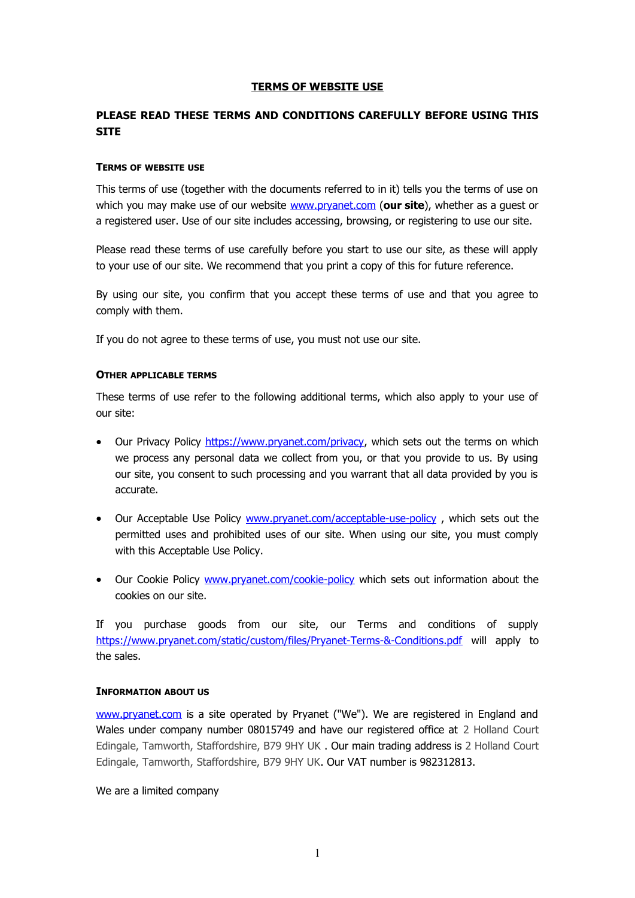# TERMS OF WEBSITE USE

## PLEASE READ THESE TERMS AND CONDITIONS CAREFULLY BEFORE USING THIS SITE

### TERMS OF WEBSITE USE

This terms of use (together with the documents referred to in it) tells you the terms of use on which you may make use of our website www.pryanet.com (**our site**), whether as a guest or a registered user. Use of our site includes accessing, browsing, or registering to use our site.

Please read these terms of use carefully before you start to use our site, as these will apply to your use of our site. We recommend that you print a copy of this for future reference.

By using our site, you confirm that you accept these terms of use and that you agree to comply with them.

If you do not agree to these terms of use, you must not use our site.

### OTHER APPLICABLE TERMS

These terms of use refer to the following additional terms, which also apply to your use of our site:

- Our Privacy Policy https://www.pryanet.com/privacy, which sets out the terms on which we process any personal data we collect from you, or that you provide to us. By using our site, you consent to such processing and you warrant that all data provided by you is accurate.

- Our Acceptable Use Policy www.pryanet.com/acceptable-use-policy , which sets out the permitted uses and prohibited uses of our site. When using our site, you must comply with this Acceptable Use Policy.

- Our Cookie Policy www.pryanet.com/cookie-policy which sets out information about the cookies on our site.

If you purchase goods from our site, our Terms and conditions of supply https://www.pryanet.com/static/custom/files/Pryanet-Terms-&-Conditions.pdf will apply to the sales.

### INFORMATION ABOUT US

www.pryanet.com is a site operated by Pryanet ("We"). We are registered in England and Wales under company number 08015749 and have our registered office at 2 Holland Court Edingale, Tamworth, Staffordshire, B79 9HY UK . Our main trading address is 2 Holland Court Edingale, Tamworth, Staffordshire, B79 9HY UK. Our VAT number is 982312813.

We are a limited company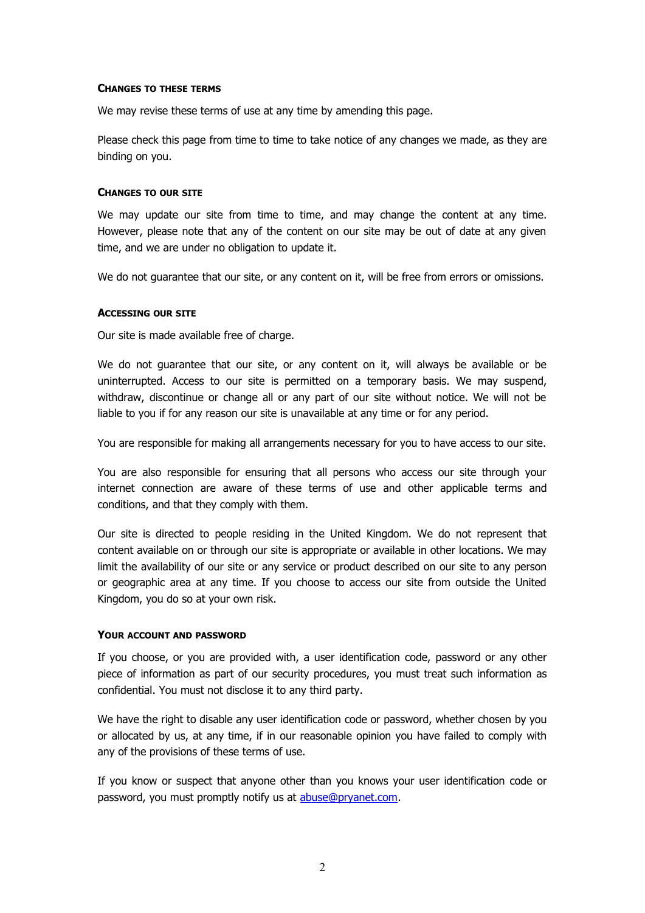#### CHANGES TO THESE TERMS

We may revise these terms of use at any time by amending this page.

Please check this page from time to time to take notice of any changes we made, as they are binding on you.

#### CHANGES TO OUR SITE

We may update our site from time to time, and may change the content at any time. However, please note that any of the content on our site may be out of date at any given time, and we are under no obligation to update it.

We do not guarantee that our site, or any content on it, will be free from errors or omissions.

#### ACCESSING OUR SITE

Our site is made available free of charge.

We do not guarantee that our site, or any content on it, will always be available or be uninterrupted. Access to our site is permitted on a temporary basis. We may suspend, withdraw, discontinue or change all or any part of our site without notice. We will not be liable to you if for any reason our site is unavailable at any time or for any period.

You are responsible for making all arrangements necessary for you to have access to our site.

You are also responsible for ensuring that all persons who access our site through your internet connection are aware of these terms of use and other applicable terms and conditions, and that they comply with them.

Our site is directed to people residing in the United Kingdom. We do not represent that content available on or through our site is appropriate or available in other locations. We may limit the availability of our site or any service or product described on our site to any person or geographic area at any time. If you choose to access our site from outside the United Kingdom, you do so at your own risk.

#### YOUR ACCOUNT AND PASSWORD

If you choose, or you are provided with, a user identification code, password or any other piece of information as part of our security procedures, you must treat such information as confidential. You must not disclose it to any third party.

We have the right to disable any user identification code or password, whether chosen by you or allocated by us, at any time, if in our reasonable opinion you have failed to comply with any of the provisions of these terms of use.

If you know or suspect that anyone other than you knows your user identification code or password, you must promptly notify us at abuse@pryanet.com.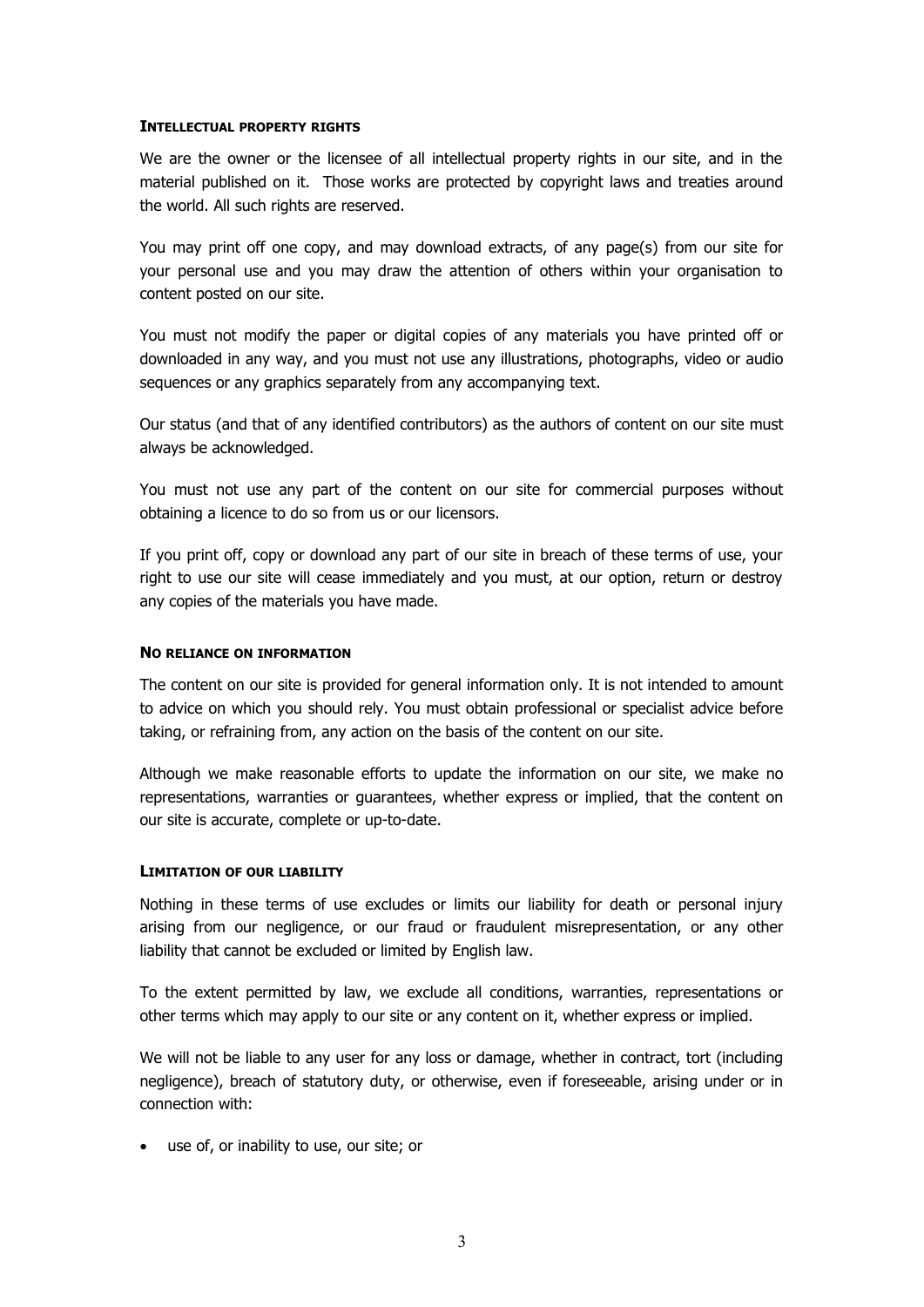## INTELLECTUAL PROPERTY RIGHTS

We are the owner or the licensee of all intellectual property rights in our site, and in the material published on it. Those works are protected by copyright laws and treaties around the world. All such rights are reserved.

You may print off one copy, and may download extracts, of any page(s) from our site for your personal use and you may draw the attention of others within your organisation to content posted on our site.

You must not modify the paper or digital copies of any materials you have printed off or downloaded in any way, and you must not use any illustrations, photographs, video or audio sequences or any graphics separately from any accompanying text.

Our status (and that of any identified contributors) as the authors of content on our site must always be acknowledged.

You must not use any part of the content on our site for commercial purposes without obtaining a licence to do so from us or our licensors.

If you print off, copy or download any part of our site in breach of these terms of use, your right to use our site will cease immediately and you must, at our option, return or destroy any copies of the materials you have made.

## NO RELIANCE ON INFORMATION

The content on our site is provided for general information only. It is not intended to amount to advice on which you should rely. You must obtain professional or specialist advice before taking, or refraining from, any action on the basis of the content on our site.

Although we make reasonable efforts to update the information on our site, we make no representations, warranties or guarantees, whether express or implied, that the content on our site is accurate, complete or up-to-date.

## LIMITATION OF OUR LIABILITY

Nothing in these terms of use excludes or limits our liability for death or personal injury arising from our negligence, or our fraud or fraudulent misrepresentation, or any other liability that cannot be excluded or limited by English law.

To the extent permitted by law, we exclude all conditions, warranties, representations or other terms which may apply to our site or any content on it, whether express or implied.

We will not be liable to any user for any loss or damage, whether in contract, tort (including negligence), breach of statutory duty, or otherwise, even if foreseeable, arising under or in connection with:

- use of, or inability to use, our site; or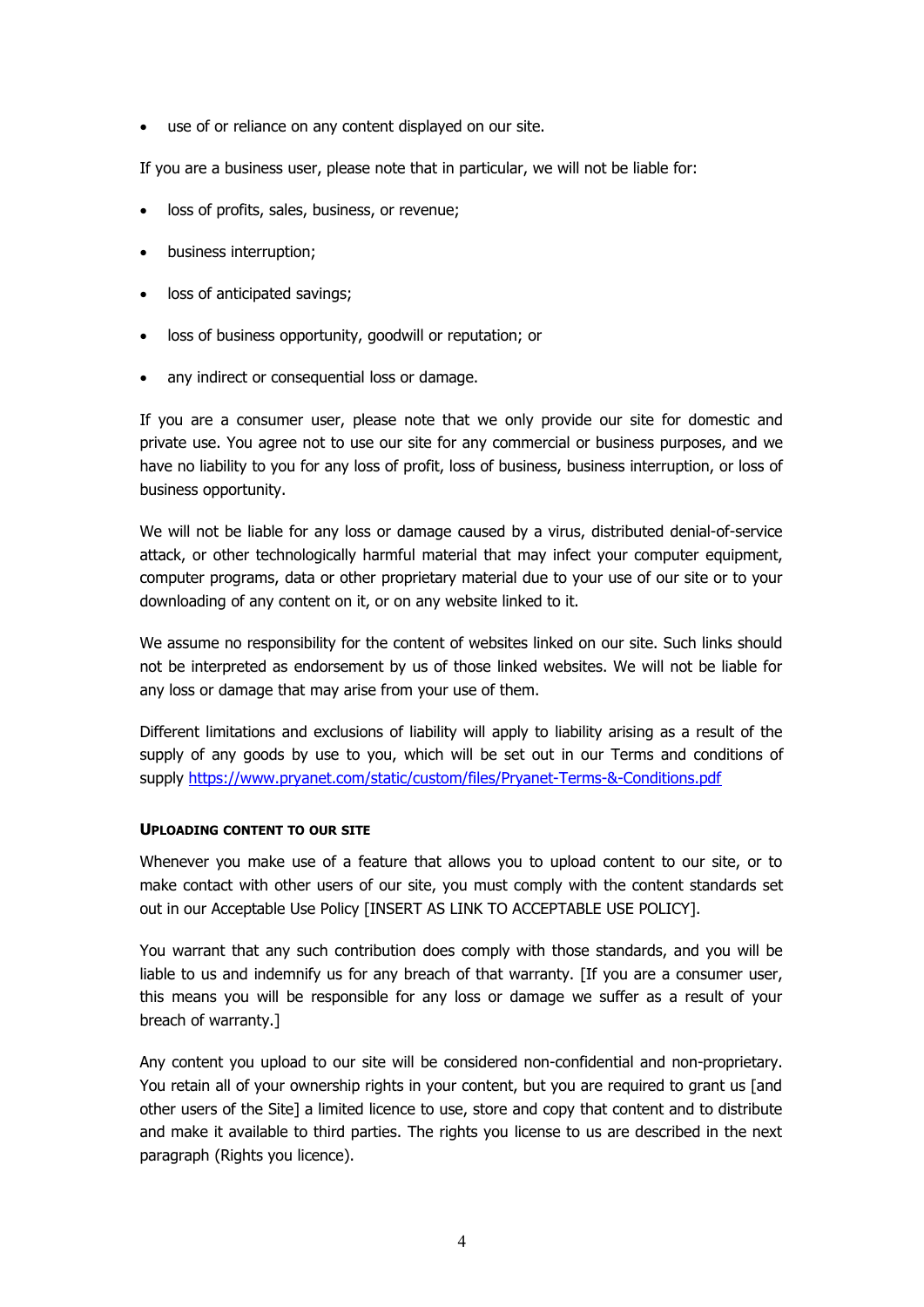- use of or reliance on any content displayed on our site.

If you are a business user, please note that in particular, we will not be liable for:

- loss of profits, sales, business, or revenue;
- business interruption;
- loss of anticipated savings;
- loss of business opportunity, goodwill or reputation; or
- any indirect or consequential loss or damage.

If you are a consumer user, please note that we only provide our site for domestic and private use. You agree not to use our site for any commercial or business purposes, and we have no liability to you for any loss of profit, loss of business, business interruption, or loss of business opportunity.

We will not be liable for any loss or damage caused by a virus, distributed denial-of-service attack, or other technologically harmful material that may infect your computer equipment, computer programs, data or other proprietary material due to your use of our site or to your downloading of any content on it, or on any website linked to it.

We assume no responsibility for the content of websites linked on our site. Such links should not be interpreted as endorsement by us of those linked websites. We will not be liable for any loss or damage that may arise from your use of them.

Different limitations and exclusions of liability will apply to liability arising as a result of the supply of any goods by use to you, which will be set out in our Terms and conditions of supply [https://www.pryanet.com/static/custom/files/Pryanet-Terms-&-Conditions.pdf](https://www.pryanet.com/static/custom/files/Pryanet-Terms-&-Conditions.pdf)

### UPLOADING CONTENT TO OUR SITE

Whenever you make use of a feature that allows you to upload content to our site, or to make contact with other users of our site, you must comply with the content standards set out in our Acceptable Use Policy [INSERT AS LINK TO ACCEPTABLE USE POLICY].

You warrant that any such contribution does comply with those standards, and you will be liable to us and indemnify us for any breach of that warranty. [If you are a consumer user, this means you will be responsible for any loss or damage we suffer as a result of your breach of warranty.]

Any content you upload to our site will be considered non-confidential and non-proprietary. You retain all of your ownership rights in your content, but you are required to grant us [and other users of the Site] a limited licence to use, store and copy that content and to distribute and make it available to third parties. The rights you license to us are described in the next paragraph (Rights you licence).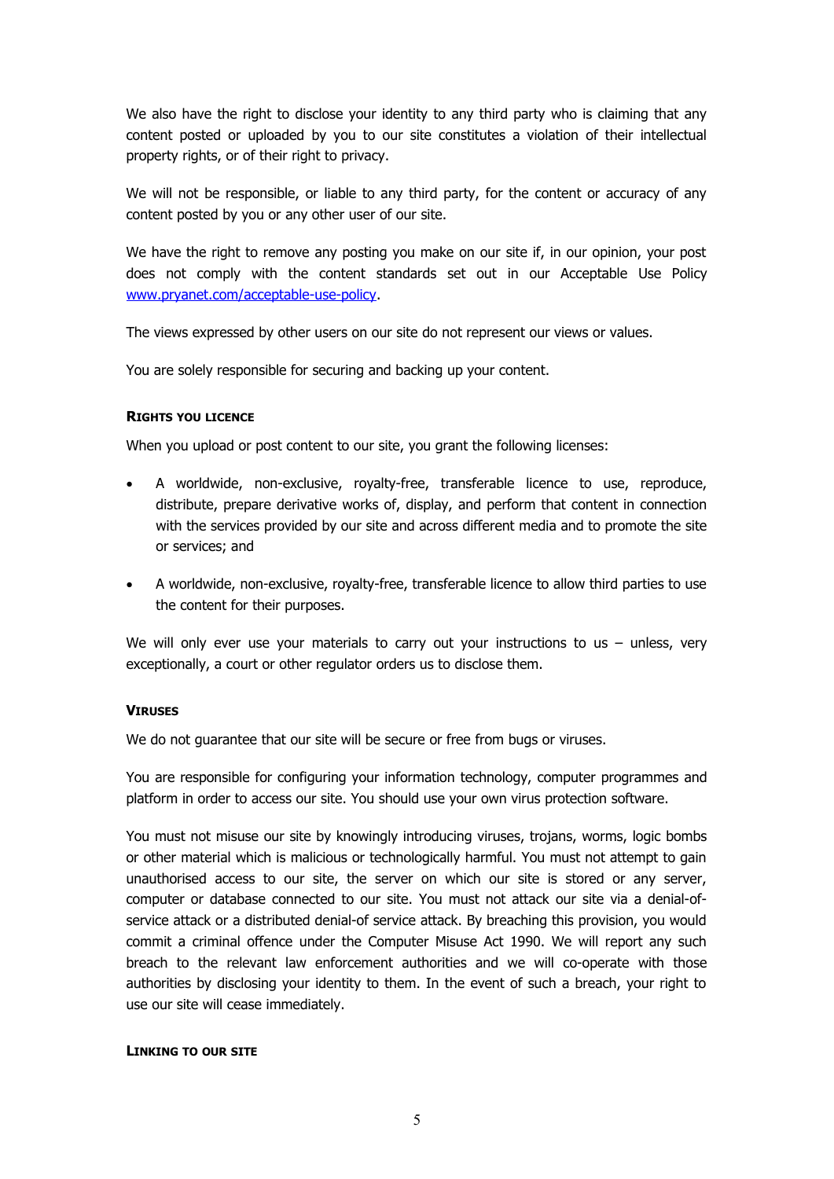We also have the right to disclose your identity to any third party who is claiming that any content posted or uploaded by you to our site constitutes a violation of their intellectual property rights, or of their right to privacy.

We will not be responsible, or liable to any third party, for the content or accuracy of any content posted by you or any other user of our site.

We have the right to remove any posting you make on our site if, in our opinion, your post does not comply with the content standards set out in our Acceptable Use Policy [www.pryanet.com/acceptable-use-policy](www.pryanet.com/acceptable-use-policy).

The views expressed by other users on our site do not represent our views or values.

You are solely responsible for securing and backing up your content.

#### RIGHTS YOU LICENCE

When you upload or post content to our site, you grant the following licenses:

- A worldwide, non-exclusive, royalty-free, transferable licence to use, reproduce, distribute, prepare derivative works of, display, and perform that content in connection with the services provided by our site and across different media and to promote the site or services; and
- A worldwide, non-exclusive, royalty-free, transferable licence to allow third parties to use the content for their purposes.

We will only ever use your materials to carry out your instructions to us – unless, very exceptionally, a court or other regulator orders us to disclose them.

#### VIRUSES

We do not guarantee that our site will be secure or free from bugs or viruses.

You are responsible for configuring your information technology, computer programmes and platform in order to access our site. You should use your own virus protection software.

You must not misuse our site by knowingly introducing viruses, trojans, worms, logic bombs or other material which is malicious or technologically harmful. You must not attempt to gain unauthorised access to our site, the server on which our site is stored or any server, computer or database connected to our site. You must not attack our site via a denial-of-service attack or a distributed denial-of service attack. By breaching this provision, you would commit a criminal offence under the Computer Misuse Act 1990. We will report any such breach to the relevant law enforcement authorities and we will co-operate with those authorities by disclosing your identity to them. In the event of such a breach, your right to use our site will cease immediately.

#### LINKING TO OUR SITE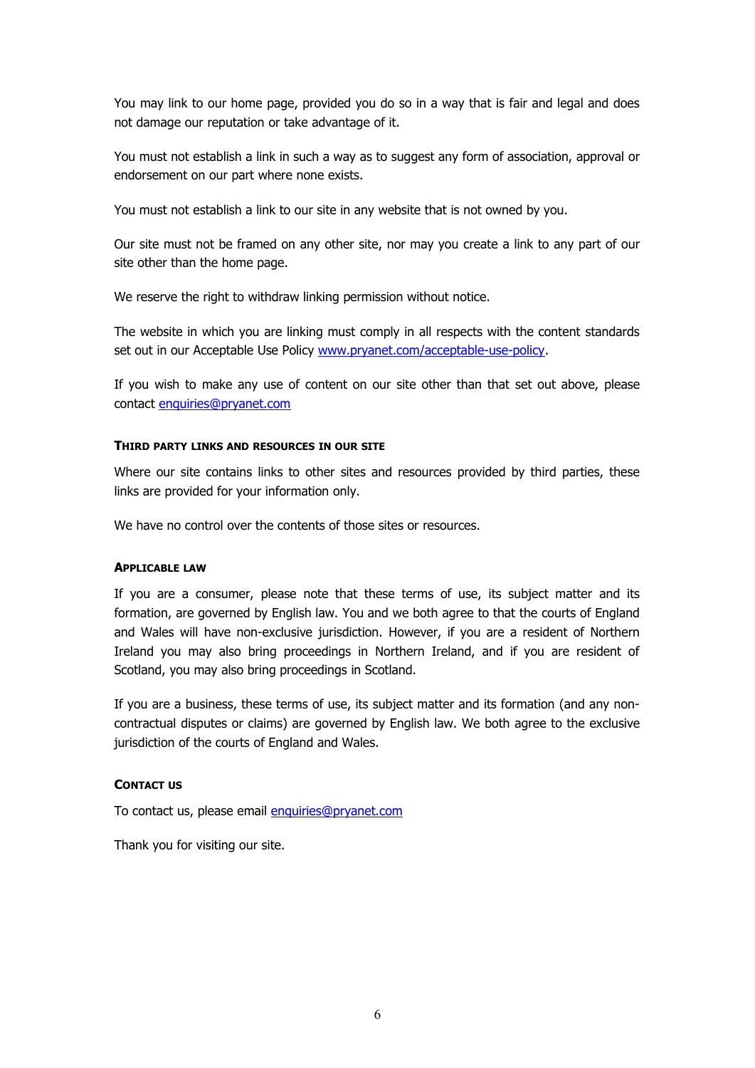You may link to our home page, provided you do so in a way that is fair and legal and does not damage our reputation or take advantage of it.

You must not establish a link in such a way as to suggest any form of association, approval or endorsement on our part where none exists.

You must not establish a link to our site in any website that is not owned by you.

Our site must not be framed on any other site, nor may you create a link to any part of our site other than the home page.

We reserve the right to withdraw linking permission without notice.

The website in which you are linking must comply in all respects with the content standards set out in our Acceptable Use Policy [www.pryanet.com/acceptable-use-policy](www.pryanet.com/acceptable-use-policy).

If you wish to make any use of content on our site other than that set out above, please contact [enquiries@pryanet.com](mailto:enquiries@pryanet.com)

#### THIRD PARTY LINKS AND RESOURCES IN OUR SITE

Where our site contains links to other sites and resources provided by third parties, these links are provided for your information only.

We have no control over the contents of those sites or resources.

#### APPLICABLE LAW

If you are a consumer, please note that these terms of use, its subject matter and its formation, are governed by English law. You and we both agree to that the courts of England and Wales will have non-exclusive jurisdiction. However, if you are a resident of Northern Ireland you may also bring proceedings in Northern Ireland, and if you are resident of Scotland, you may also bring proceedings in Scotland.

If you are a business, these terms of use, its subject matter and its formation (and any non-contractual disputes or claims) are governed by English law. We both agree to the exclusive jurisdiction of the courts of England and Wales.

#### CONTACT US

To contact us, please email [enquiries@pryanet.com](mailto:enquiries@pryanet.com)

Thank you for visiting our site.